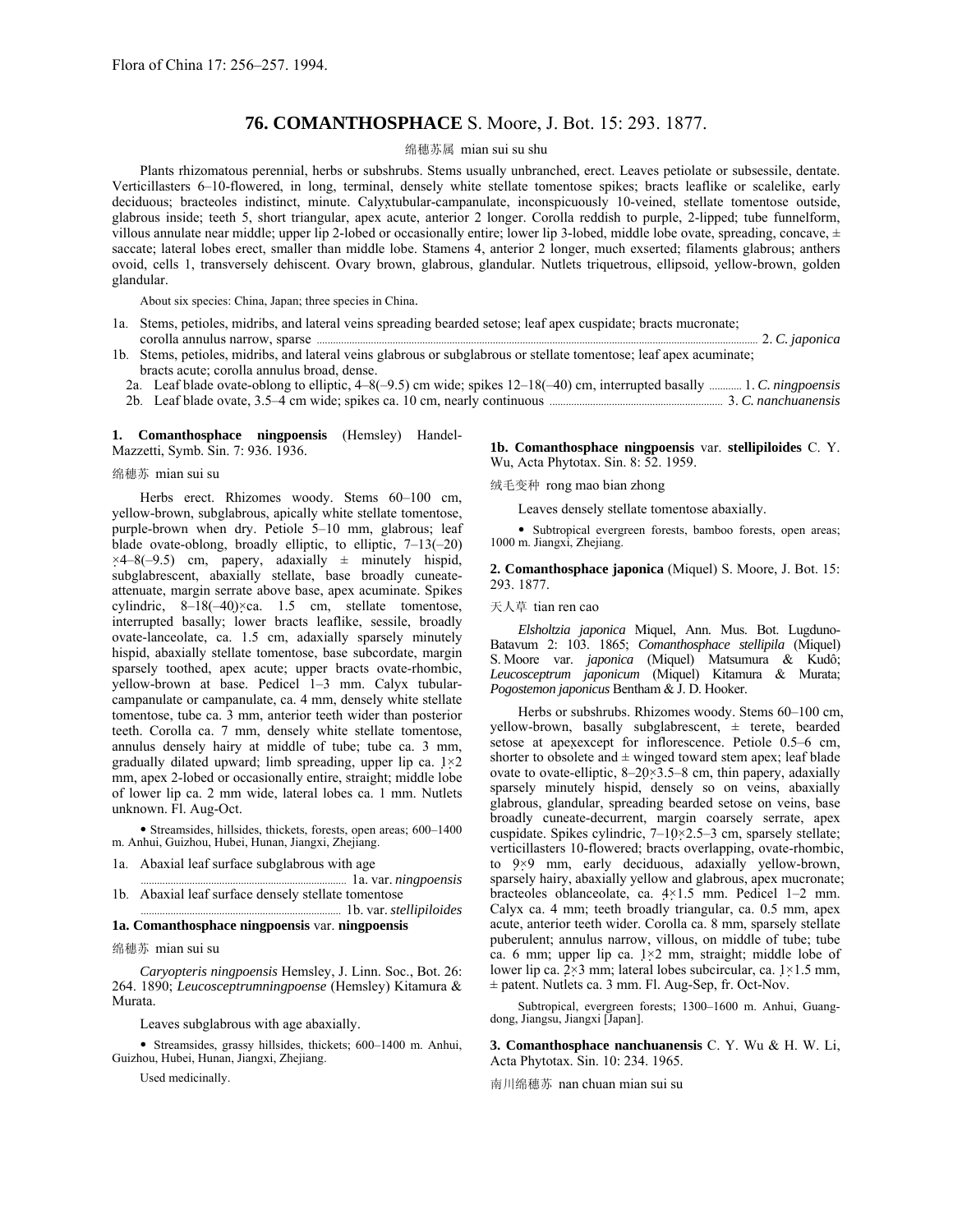Flora of China 17: 256–257. 1994.

# 76. COMANTHOSPHACE S. Moore, J. Bot. 15: 293. 1877.

绵穗苏属 mian sui su shu

Plants rhizomatous perennial, herbs or subshrubs. Stems usually unbranched, erect. Leaves petiolate or subsessile, dentate. Verticillasters 6–10-flowered, in long, terminal, densely white stellate tomentose spikes; bracts leaflike or scalelike, early deciduous; bracteoles indistinct, minute. Calyx tubular-campanulate, inconspicuously 10-veined, stellate tomentose outside, glabrous inside; teeth 5, short triangular, apex acute, anterior 2 longer. Corolla reddish to purple, 2-lipped; tube funnelform, villous annulate near middle; upper lip 2-lobed or occasionally entire; lower lip 3-lobed, middle lobe ovate, spreading, concave, ± saccate; lateral lobes erect, smaller than middle lobe. Stamens 4, anterior 2 longer, much exserted; filaments glabrous; anthers ovoid, cells 1, transversely dehiscent. Ovary brown, glabrous, glandular. Nutlets triquetrous, ellipsoid, yellow-brown, golden glandular.

About six species: China, Japan; three species in China.

1a. Stems, petioles, midribs, and lateral veins spreading bearded setose; leaf apex cuspidate; bracts mucronate; corolla annulus narrow, sparse ..... 2. *C. japonica*
1b. Stems, petioles, midribs, and lateral veins glabrous or subglabrous or stellate tomentose; leaf apex acuminate; bracts acute; corolla annulus broad, dense.
  2a. Leaf blade ovate-oblong to elliptic, 4–8(–9.5) cm wide; spikes 12–18(–40) cm, interrupted basally ..... 1. *C. ningpoensis*
  2b. Leaf blade ovate, 3.5–4 cm wide; spikes ca. 10 cm, nearly continuous ..... 3. *C. nanchuanensis*

**1. Comanthosphace ningpoensis** (Hemsley) Handel-Mazzetti, Symb. Sin. 7: 936. 1936.

绵穗苏 mian sui su

Herbs erect. Rhizomes woody. Stems 60–100 cm, yellow-brown, subglabrous, apically white stellate tomentose, purple-brown when dry. Petiole 5–10 mm, glabrous; leaf blade ovate-oblong, broadly elliptic, to elliptic, 7–13(–20) × 4–8(–9.5) cm, papery, adaxially ± minutely hispid, subglabrescent, abaxially stellate, base broadly cuneate-attenuate, margin serrate above base, apex acuminate. Spikes cylindric, 8–18(–40) × ca. 1.5 cm, stellate tomentose, interrupted basally; lower bracts leaflike, sessile, broadly ovate-lanceolate, ca. 1.5 cm, adaxially sparsely minutely hispid, abaxially stellate tomentose, base subcordate, margin sparsely toothed, apex acute; upper bracts ovate-rhombic, yellow-brown at base. Pedicel 1–3 mm. Calyx tubular-campanulate or campanulate, ca. 4 mm, densely white stellate tomentose, tube ca. 3 mm, anterior teeth wider than posterior teeth. Corolla ca. 7 mm, densely white stellate tomentose, annulus densely hairy at middle of tube; tube ca. 3 mm, gradually dilated upward; limb spreading, upper lip ca. 1 × 2 mm, apex 2-lobed or occasionally entire, straight; middle lobe of lower lip ca. 2 mm wide, lateral lobes ca. 1 mm. Nutlets unknown. Fl. Aug-Oct.

• Streamsides, hillsides, thickets, forests, open areas; 600–1400 m. Anhui, Guizhou, Hubei, Hunan, Jiangxi, Zhejiang.

1a. Abaxial leaf surface subglabrous with age ..... 1a. var. *ningpoensis*
1b. Abaxial leaf surface densely stellate tomentose ..... 1b. var. *stellipiloides*

**1a. Comanthosphace ningpoensis** var. **ningpoensis**

绵穗苏 mian sui su

*Caryopteris ningpoensis* Hemsley, J. Linn. Soc., Bot. 26: 264. 1890; *Leucosceptrumningpoense* (Hemsley) Kitamura & Murata.

Leaves subglabrous with age abaxially.

• Streamsides, grassy hillsides, thickets; 600–1400 m. Anhui, Guizhou, Hubei, Hunan, Jiangxi, Zhejiang.

Used medicinally.

**1b. Comanthosphace ningpoensis** var. **stellipiloides** C. Y. Wu, Acta Phytotax. Sin. 8: 52. 1959.

绒毛变种 rong mao bian zhong

Leaves densely stellate tomentose abaxially.

• Subtropical evergreen forests, bamboo forests, open areas; 1000 m. Jiangxi, Zhejiang.

**2. Comanthosphace japonica** (Miquel) S. Moore, J. Bot. 15: 293. 1877.

天人草 tian ren cao

*Elsholtzia japonica* Miquel, Ann. Mus. Bot. Lugduno-Batavum 2: 103. 1865; *Comanthosphace stellipila* (Miquel) S. Moore var. *japonica* (Miquel) Matsumura & Kudô; *Leucosceptrum japonicum* (Miquel) Kitamura & Murata; *Pogostemon japonicus* Bentham & J. D. Hooker.

Herbs or subshrubs. Rhizomes woody. Stems 60–100 cm, yellow-brown, basally subglabrescent, ± terete, bearded setose at apex except for inflorescence. Petiole 0.5–6 cm, shorter to obsolete and ± winged toward stem apex; leaf blade ovate to ovate-elliptic, 8–20 × 3.5–8 cm, thin papery, adaxially sparsely minutely hispid, densely so on veins, abaxially glabrous, glandular, spreading bearded setose on veins, base broadly cuneate-decurrent, margin coarsely serrate, apex cuspidate. Spikes cylindric, 7–10 × 2.5–3 cm, sparsely stellate; verticillasters 10-flowered; bracts overlapping, ovate-rhombic, to 9 × 9 mm, early deciduous, adaxially yellow-brown, sparsely hairy, abaxially yellow and glabrous, apex mucronate; bracteoles oblanceolate, ca. 4 × 1.5 mm. Pedicel 1–2 mm. Calyx ca. 4 mm; teeth broadly triangular, ca. 0.5 mm, apex acute, anterior teeth wider. Corolla ca. 8 mm, sparsely stellate puberulent; annulus narrow, villous, on middle of tube; tube ca. 6 mm; upper lip ca. 1 × 2 mm, straight; middle lobe of lower lip ca. 2 × 3 mm; lateral lobes subcircular, ca. 1 × 1.5 mm, ± patent. Nutlets ca. 3 mm. Fl. Aug-Sep, fr. Oct-Nov.

Subtropical, evergreen forests; 1300–1600 m. Anhui, Guangdong, Jiangsu, Jiangxi [Japan].

**3. Comanthosphace nanchuanensis** C. Y. Wu & H. W. Li, Acta Phytotax. Sin. 10: 234. 1965.

南川绵穗苏 nan chuan mian sui su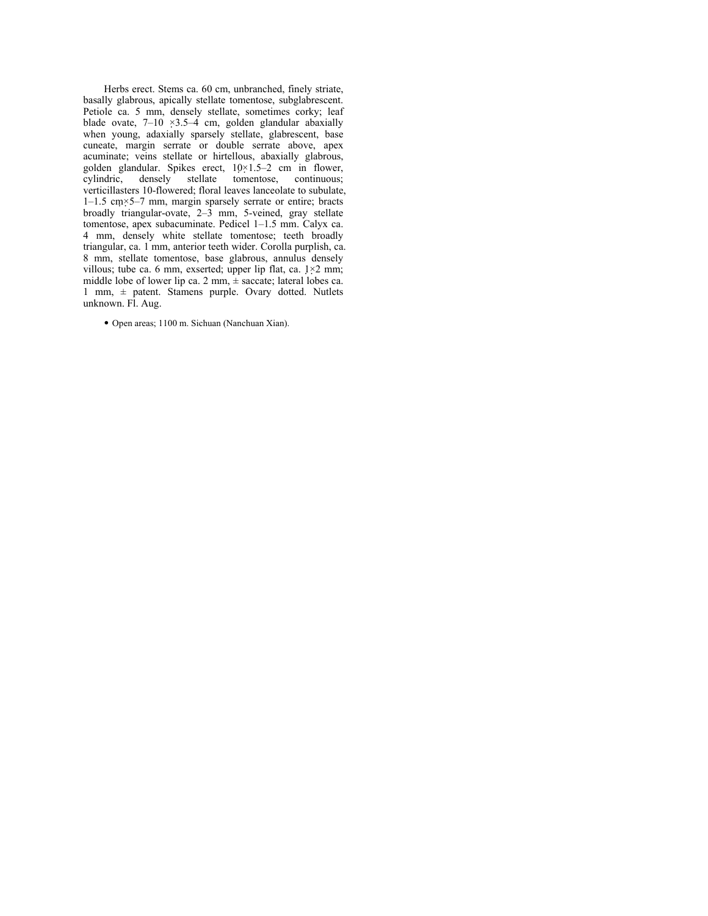Herbs erect. Stems ca. 60 cm, unbranched, finely striate, basally glabrous, apically stellate tomentose, subglabrescent. Petiole ca. 5 mm, densely stellate, sometimes corky; leaf blade ovate, 7–10 × 3.5–4 cm, golden glandular abaxially when young, adaxially sparsely stellate, glabrescent, base cuneate, margin serrate or double serrate above, apex acuminate; veins stellate or hirtellous, abaxially glabrous, golden glandular. Spikes erect, 10 × 1.5–2 cm in flower, cylindric, densely stellate tomentose, continuous; verticillasters 10-flowered; floral leaves lanceolate to subulate, 1–1.5 cm × 5–7 mm, margin sparsely serrate or entire; bracts broadly triangular-ovate, 2–3 mm, 5-veined, gray stellate tomentose, apex subacuminate. Pedicel 1–1.5 mm. Calyx ca. 4 mm, densely white stellate tomentose; teeth broadly triangular, ca. 1 mm, anterior teeth wider. Corolla purplish, ca. 8 mm, stellate tomentose, base glabrous, annulus densely villous; tube ca. 6 mm, exserted; upper lip flat, ca. 1 × 2 mm; middle lobe of lower lip ca. 2 mm, ± saccate; lateral lobes ca. 1 mm, ± patent. Stamens purple. Ovary dotted. Nutlets unknown. Fl. Aug.

- Open areas; 1100 m. Sichuan (Nanchuan Xian).